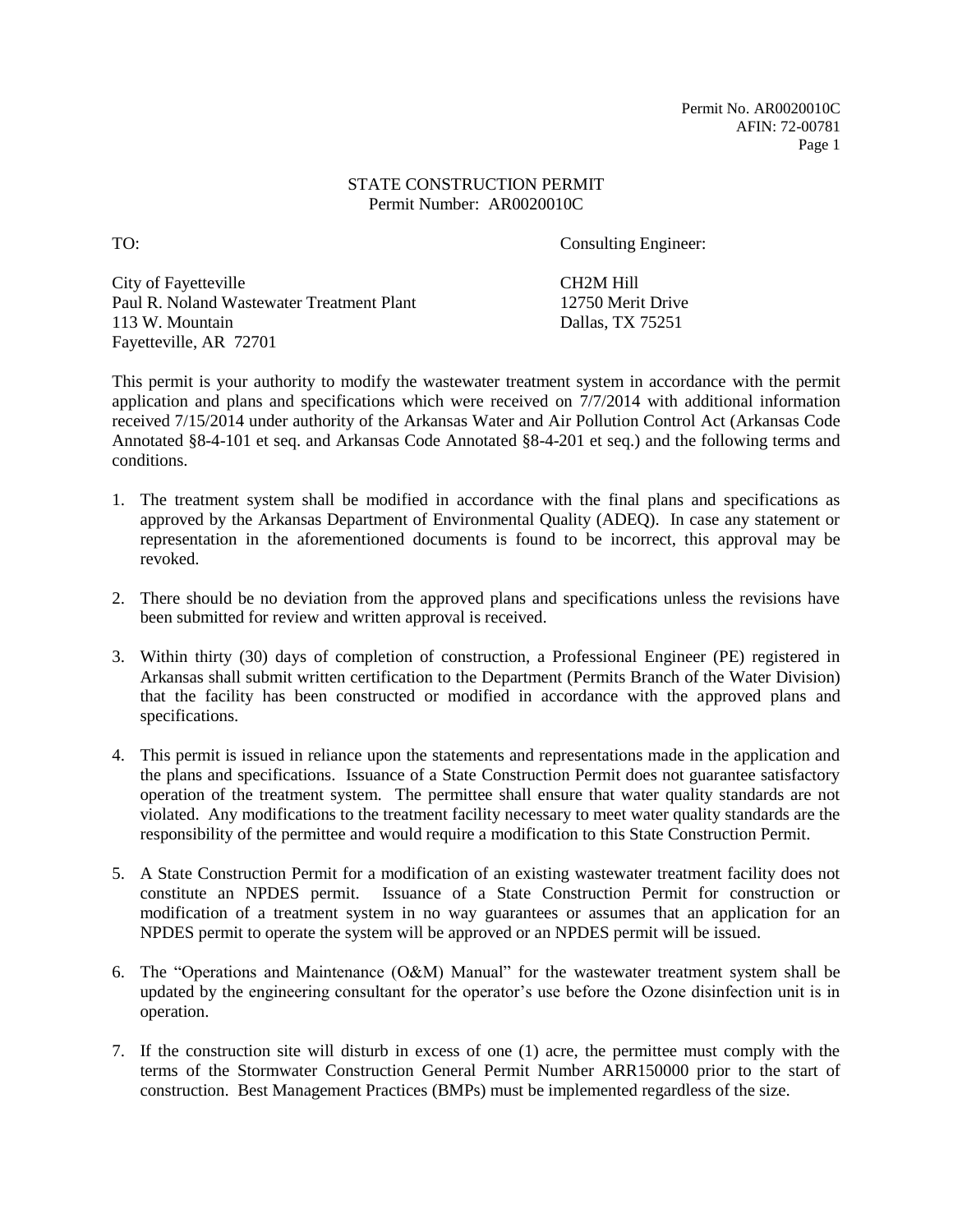Permit No. AR0020010C
AFIN: 72-00781

# STATE CONSTRUCTION PERMIT
Permit Number: AR0020010C

TO:

City of Fayetteville
Paul R. Noland Wastewater Treatment Plant
113 W. Mountain
Fayetteville, AR 72701

Consulting Engineer:

CH2M Hill
12750 Merit Drive
Dallas, TX 75251

This permit is your authority to modify the wastewater treatment system in accordance with the permit application and plans and specifications which were received on 7/7/2014 with additional information received 7/15/2014 under authority of the Arkansas Water and Air Pollution Control Act (Arkansas Code Annotated §8-4-101 et seq. and Arkansas Code Annotated §8-4-201 et seq.) and the following terms and conditions.

1. The treatment system shall be modified in accordance with the final plans and specifications as approved by the Arkansas Department of Environmental Quality (ADEQ). In case any statement or representation in the aforementioned documents is found to be incorrect, this approval may be revoked.

2. There should be no deviation from the approved plans and specifications unless the revisions have been submitted for review and written approval is received.

3. Within thirty (30) days of completion of construction, a Professional Engineer (PE) registered in Arkansas shall submit written certification to the Department (Permits Branch of the Water Division) that the facility has been constructed or modified in accordance with the approved plans and specifications.

4. This permit is issued in reliance upon the statements and representations made in the application and the plans and specifications. Issuance of a State Construction Permit does not guarantee satisfactory operation of the treatment system. The permittee shall ensure that water quality standards are not violated. Any modifications to the treatment facility necessary to meet water quality standards are the responsibility of the permittee and would require a modification to this State Construction Permit.

5. A State Construction Permit for a modification of an existing wastewater treatment facility does not constitute an NPDES permit. Issuance of a State Construction Permit for construction or modification of a treatment system in no way guarantees or assumes that an application for an NPDES permit to operate the system will be approved or an NPDES permit will be issued.

6. The "Operations and Maintenance (O&M) Manual" for the wastewater treatment system shall be updated by the engineering consultant for the operator's use before the Ozone disinfection unit is in operation.

7. If the construction site will disturb in excess of one (1) acre, the permittee must comply with the terms of the Stormwater Construction General Permit Number ARR150000 prior to the start of construction. Best Management Practices (BMPs) must be implemented regardless of the size.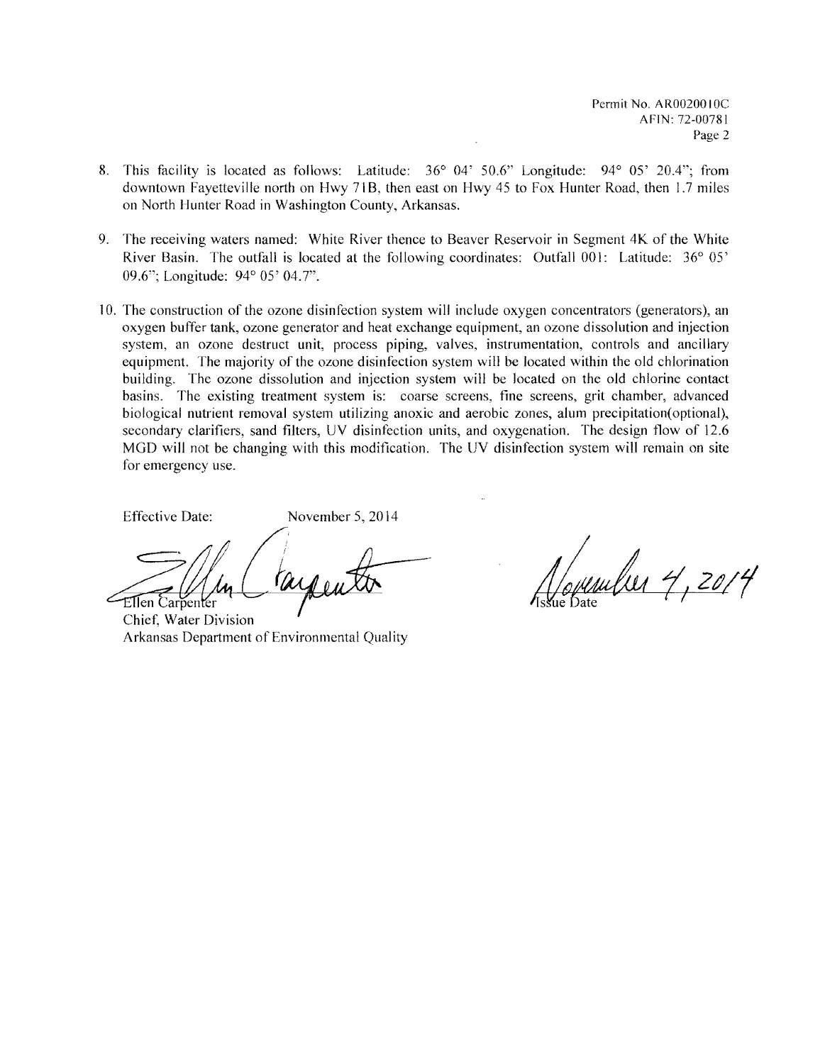8. This facility is located as follows: Latitude: 36° 04' 50.6" Longitude: 94° 05' 20.4"; from downtown Fayetteville north on Hwy 71B, then east on Hwy 45 to Fox Hunter Road, then 1.7 miles on North Hunter Road in Washington County, Arkansas.

9. The receiving waters named: White River thence to Beaver Reservoir in Segment 4K of the White River Basin. The outfall is located at the following coordinates: Outfall 001: Latitude: 36° 05' 09.6"; Longitude: 94° 05' 04.7".

10. The construction of the ozone disinfection system will include oxygen concentrators (generators), an oxygen buffer tank, ozone generator and heat exchange equipment, an ozone dissolution and injection system, an ozone destruct unit, process piping, valves, instrumentation, controls and ancillary equipment. The majority of the ozone disinfection system will be located within the old chlorination building. The ozone dissolution and injection system will be located on the old chlorine contact basins. The existing treatment system is: coarse screens, fine screens, grit chamber, advanced biological nutrient removal system utilizing anoxic and aerobic zones, alum precipitation(optional), secondary clarifiers, sand filters, UV disinfection units, and oxygenation. The design flow of 12.6 MGD will not be changing with this modification. The UV disinfection system will remain on site for emergency use.

Effective Date: November 5, 2014

Ellen Carpenter
Chief, Water Division
Arkansas Department of Environmental Quality

November 4, 2014
Issue Date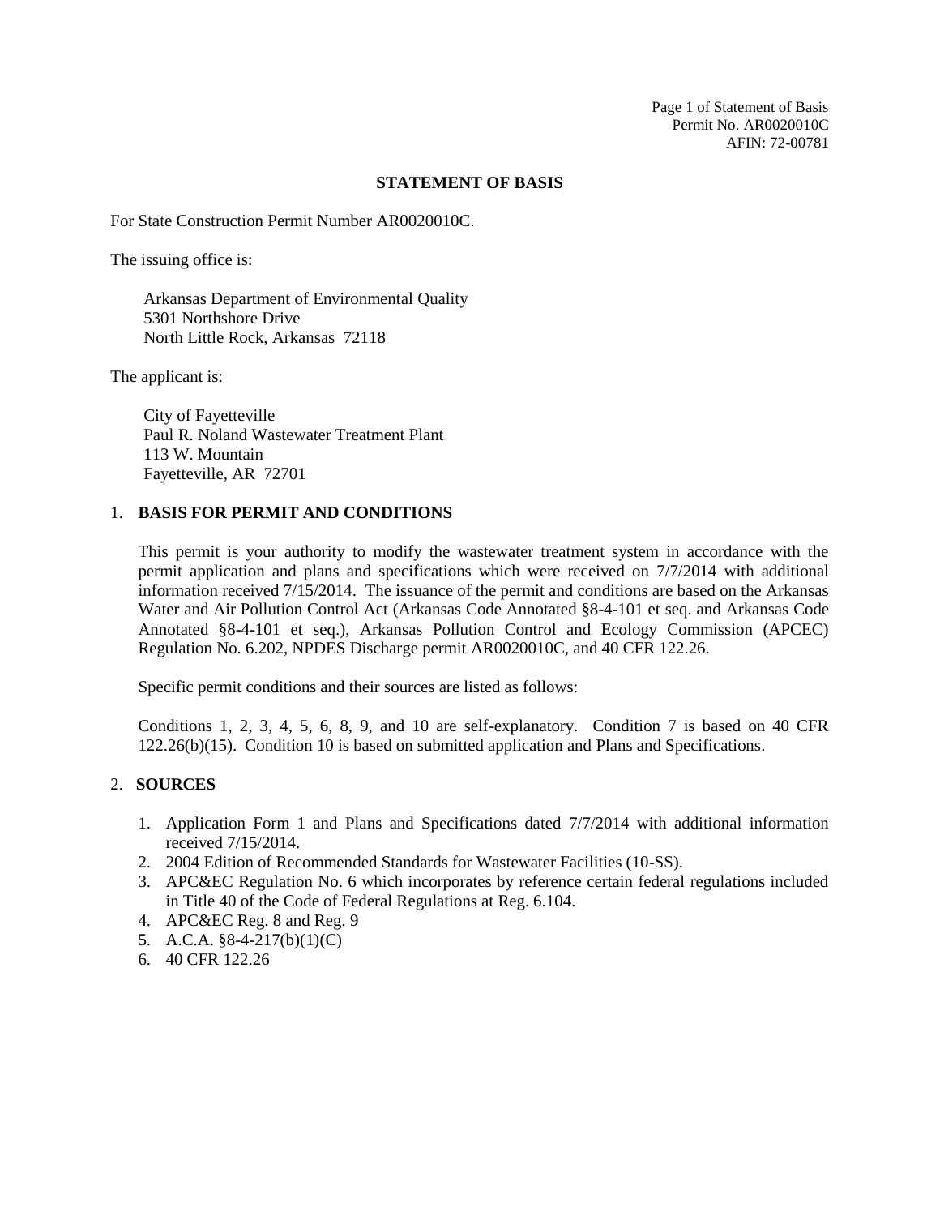# STATEMENT OF BASIS

For State Construction Permit Number AR0020010C.

The issuing office is:

Arkansas Department of Environmental Quality
5301 Northshore Drive
North Little Rock, Arkansas 72118

The applicant is:

City of Fayetteville
Paul R. Noland Wastewater Treatment Plant
113 W. Mountain
Fayetteville, AR 72701

## 1. BASIS FOR PERMIT AND CONDITIONS

This permit is your authority to modify the wastewater treatment system in accordance with the permit application and plans and specifications which were received on 7/7/2014 with additional information received 7/15/2014. The issuance of the permit and conditions are based on the Arkansas Water and Air Pollution Control Act (Arkansas Code Annotated §8-4-101 et seq. and Arkansas Code Annotated §8-4-101 et seq.), Arkansas Pollution Control and Ecology Commission (APCEC) Regulation No. 6.202, NPDES Discharge permit AR0020010C, and 40 CFR 122.26.

Specific permit conditions and their sources are listed as follows:

Conditions 1, 2, 3, 4, 5, 6, 8, 9, and 10 are self-explanatory. Condition 7 is based on 40 CFR 122.26(b)(15). Condition 10 is based on submitted application and Plans and Specifications.

## 2. SOURCES

1. Application Form 1 and Plans and Specifications dated 7/7/2014 with additional information received 7/15/2014.
2. 2004 Edition of Recommended Standards for Wastewater Facilities (10-SS).
3. APC&EC Regulation No. 6 which incorporates by reference certain federal regulations included in Title 40 of the Code of Federal Regulations at Reg. 6.104.
4. APC&EC Reg. 8 and Reg. 9
5. A.C.A. §8-4-217(b)(1)(C)
6. 40 CFR 122.26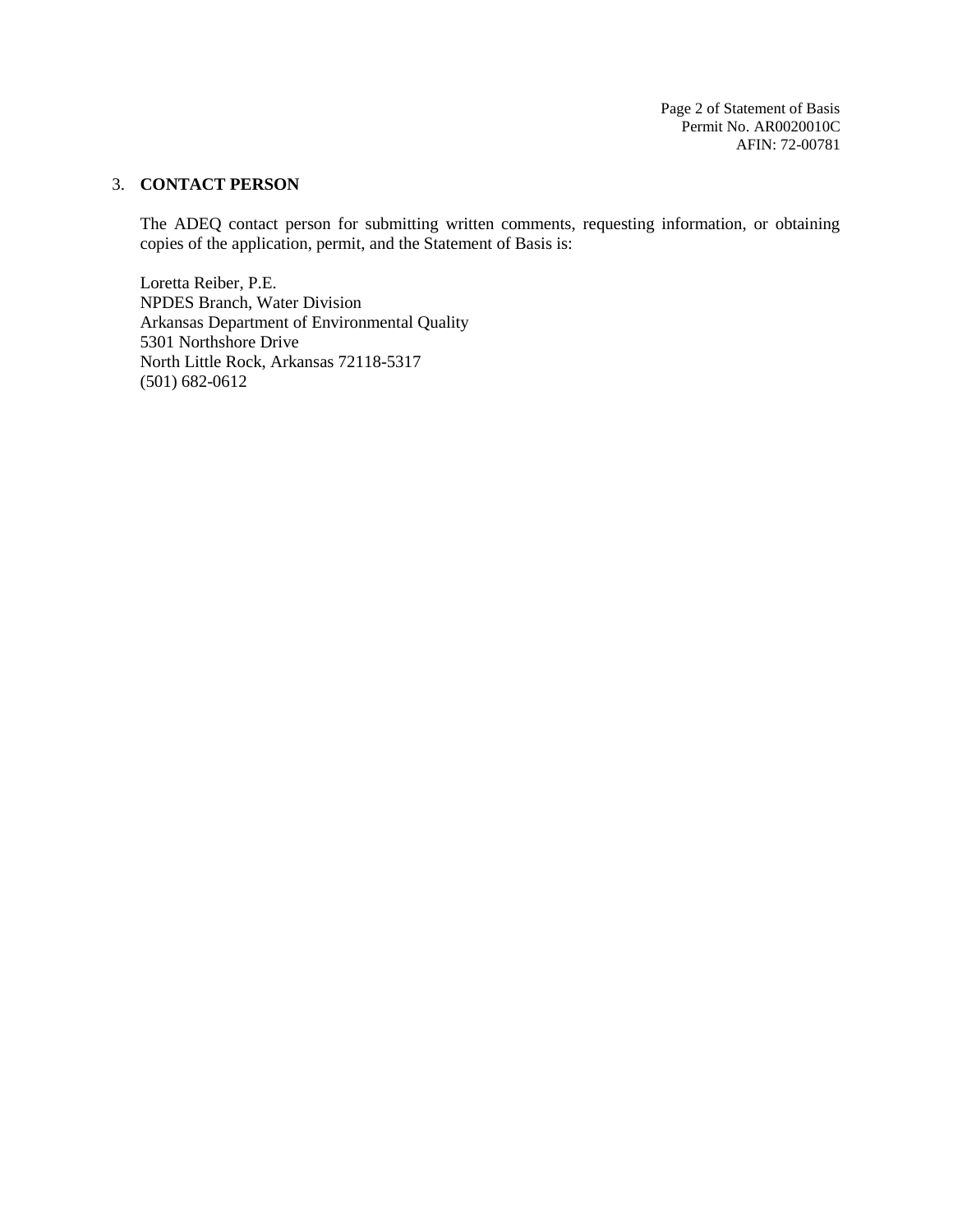## 3. **CONTACT PERSON**

The ADEQ contact person for submitting written comments, requesting information, or obtaining copies of the application, permit, and the Statement of Basis is:

Loretta Reiber, P.E.
NPDES Branch, Water Division
Arkansas Department of Environmental Quality
5301 Northshore Drive
North Little Rock, Arkansas 72118-5317
(501) 682-0612